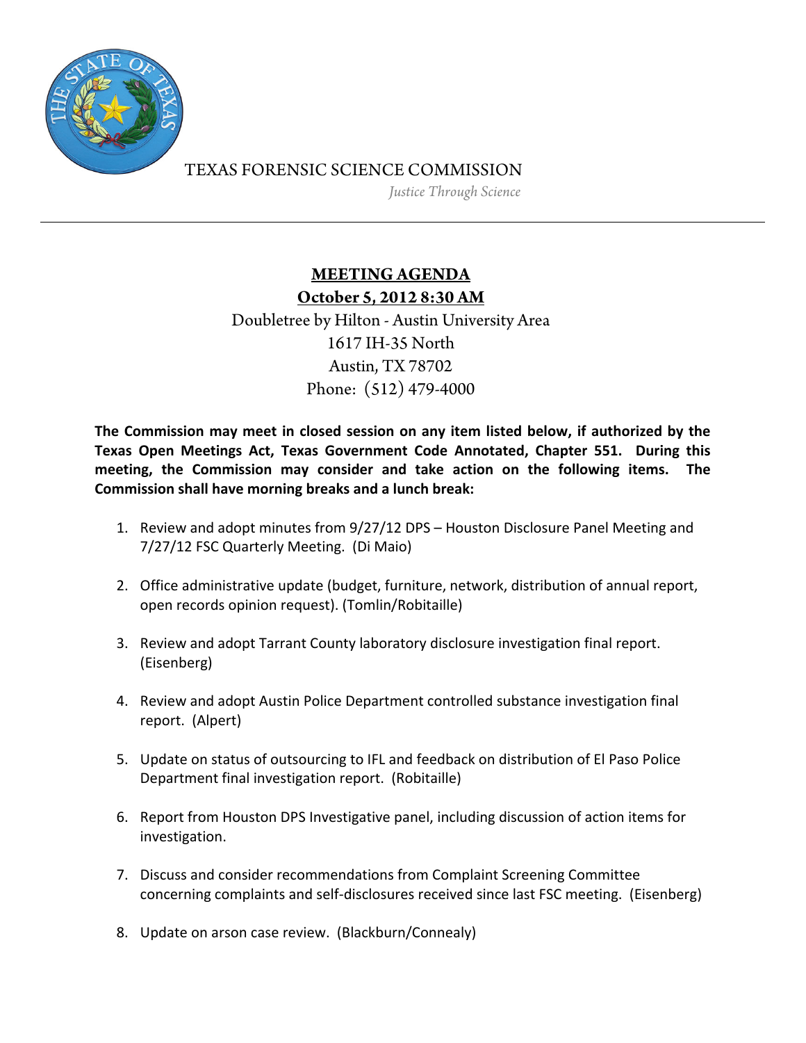TEXAS FORENSIC SCIENCE COMMISSION

*Justice Through Science*

---

# MEETING AGENDA

## October 5, 2012 8:30 AM

Doubletree by Hilton - Austin University Area
1617 IH-35 North
Austin, TX 78702
Phone: (512) 479-4000

**The Commission may meet in closed session on any item listed below, if authorized by the Texas Open Meetings Act, Texas Government Code Annotated, Chapter 551. During this meeting, the Commission may consider and take action on the following items. The Commission shall have morning breaks and a lunch break:**

1. Review and adopt minutes from 9/27/12 DPS – Houston Disclosure Panel Meeting and 7/27/12 FSC Quarterly Meeting. (Di Maio)

2. Office administrative update (budget, furniture, network, distribution of annual report, open records opinion request). (Tomlin/Robitaille)

3. Review and adopt Tarrant County laboratory disclosure investigation final report. (Eisenberg)

4. Review and adopt Austin Police Department controlled substance investigation final report. (Alpert)

5. Update on status of outsourcing to IFL and feedback on distribution of El Paso Police Department final investigation report. (Robitaille)

6. Report from Houston DPS Investigative panel, including discussion of action items for investigation.

7. Discuss and consider recommendations from Complaint Screening Committee concerning complaints and self-disclosures received since last FSC meeting. (Eisenberg)

8. Update on arson case review. (Blackburn/Connealy)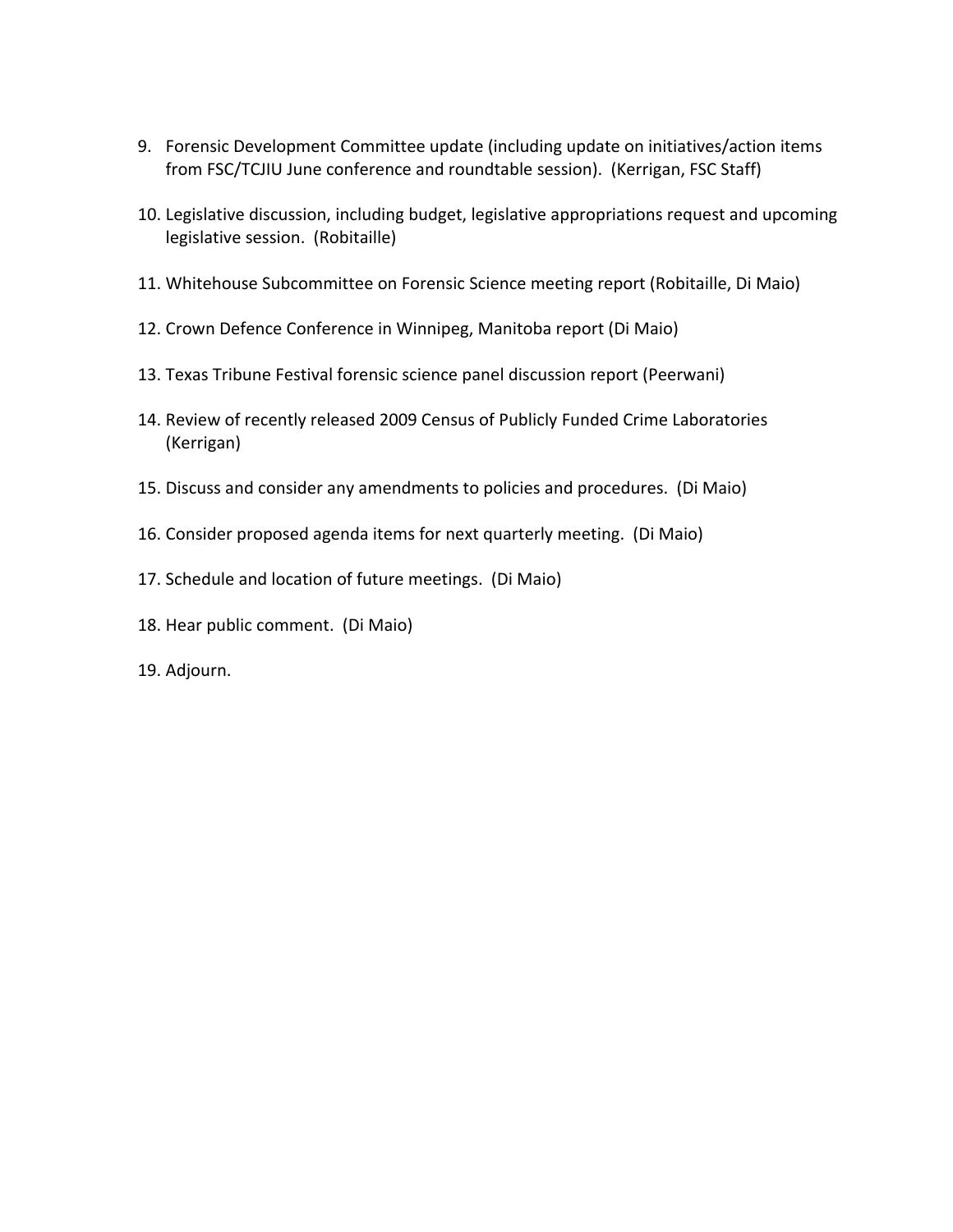9. Forensic Development Committee update (including update on initiatives/action items from FSC/TCJIU June conference and roundtable session). (Kerrigan, FSC Staff)

10. Legislative discussion, including budget, legislative appropriations request and upcoming legislative session. (Robitaille)

11. Whitehouse Subcommittee on Forensic Science meeting report (Robitaille, Di Maio)

12. Crown Defence Conference in Winnipeg, Manitoba report (Di Maio)

13. Texas Tribune Festival forensic science panel discussion report (Peerwani)

14. Review of recently released 2009 Census of Publicly Funded Crime Laboratories (Kerrigan)

15. Discuss and consider any amendments to policies and procedures. (Di Maio)

16. Consider proposed agenda items for next quarterly meeting. (Di Maio)

17. Schedule and location of future meetings. (Di Maio)

18. Hear public comment. (Di Maio)

19. Adjourn.